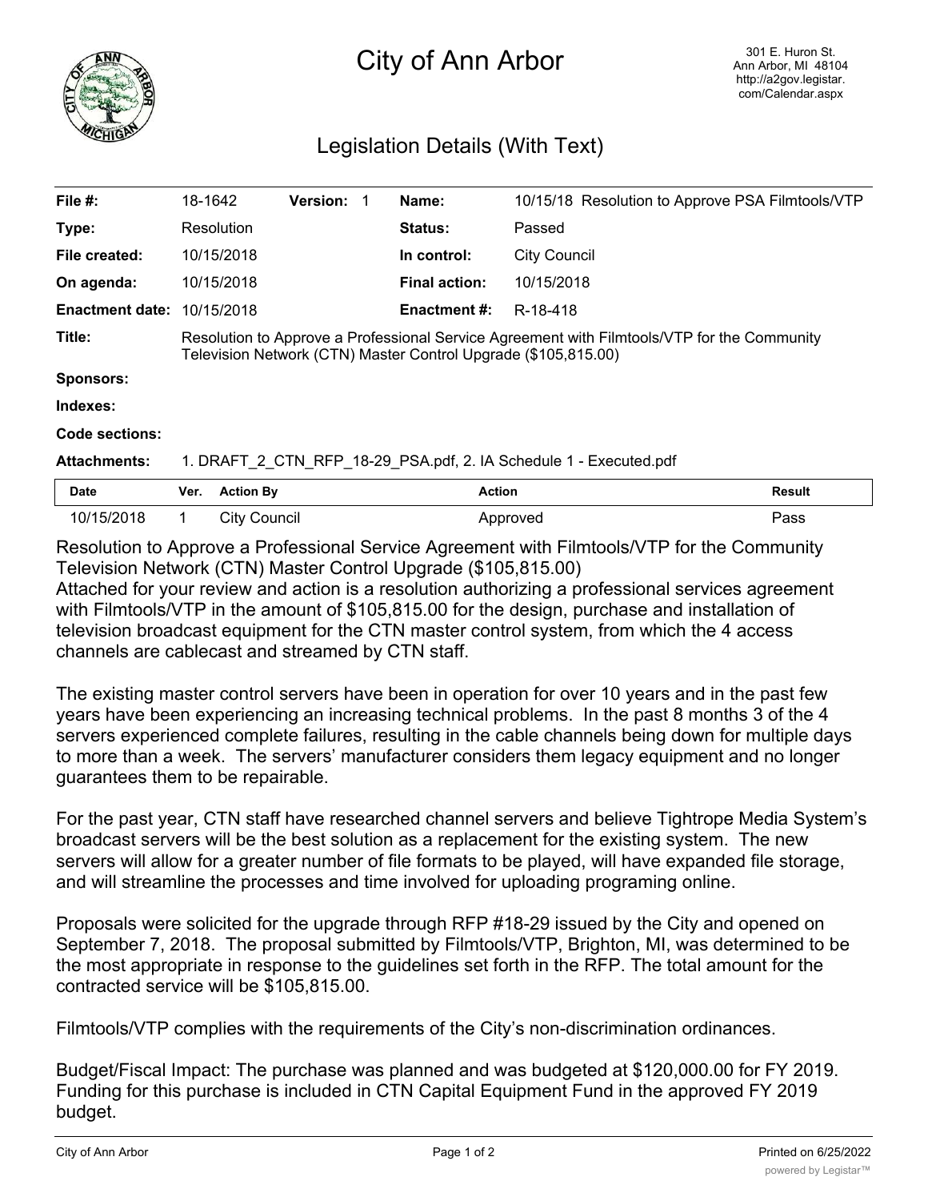# City of Ann Arbor

301 E. Huron St.
Ann Arbor, MI 48104
http://a2gov.legistar.com/Calendar.aspx

## Legislation Details (With Text)

| | | | | | |
|---|---|---|---|---|---|
| **File #:** | 18-1642 | **Version:** 1 | | **Name:** | 10/15/18 Resolution to Approve PSA Filmtools/VTP |
| **Type:** | Resolution | | | **Status:** | Passed |
| **File created:** | 10/15/2018 | | | **In control:** | City Council |
| **On agenda:** | 10/15/2018 | | | **Final action:** | 10/15/2018 |
| **Enactment date:** | 10/15/2018 | | | **Enactment #:** | R-18-418 |

**Title:** Resolution to Approve a Professional Service Agreement with Filmtools/VTP for the Community Television Network (CTN) Master Control Upgrade ($105,815.00)

**Sponsors:**

**Indexes:**

**Code sections:**

**Attachments:** 1. DRAFT_2_CTN_RFP_18-29_PSA.pdf, 2. IA Schedule 1 - Executed.pdf

| Date | Ver. | Action By | Action | Result |
|---|---|---|---|---|
| 10/15/2018 | 1 | City Council | Approved | Pass |

Resolution to Approve a Professional Service Agreement with Filmtools/VTP for the Community Television Network (CTN) Master Control Upgrade ($105,815.00)
Attached for your review and action is a resolution authorizing a professional services agreement with Filmtools/VTP in the amount of $105,815.00 for the design, purchase and installation of television broadcast equipment for the CTN master control system, from which the 4 access channels are cablecast and streamed by CTN staff.

The existing master control servers have been in operation for over 10 years and in the past few years have been experiencing an increasing technical problems. In the past 8 months 3 of the 4 servers experienced complete failures, resulting in the cable channels being down for multiple days to more than a week. The servers' manufacturer considers them legacy equipment and no longer guarantees them to be repairable.

For the past year, CTN staff have researched channel servers and believe Tightrope Media System's broadcast servers will be the best solution as a replacement for the existing system. The new servers will allow for a greater number of file formats to be played, will have expanded file storage, and will streamline the processes and time involved for uploading programing online.

Proposals were solicited for the upgrade through RFP #18-29 issued by the City and opened on September 7, 2018. The proposal submitted by Filmtools/VTP, Brighton, MI, was determined to be the most appropriate in response to the guidelines set forth in the RFP. The total amount for the contracted service will be $105,815.00.

Filmtools/VTP complies with the requirements of the City's non-discrimination ordinances.

Budget/Fiscal Impact: The purchase was planned and was budgeted at $120,000.00 for FY 2019. Funding for this purchase is included in CTN Capital Equipment Fund in the approved FY 2019 budget.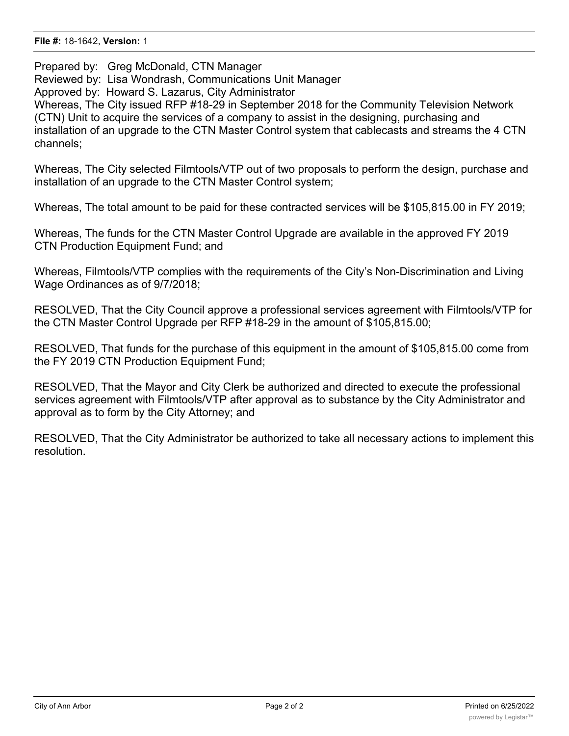Prepared by: Greg McDonald, CTN Manager
Reviewed by: Lisa Wondrash, Communications Unit Manager
Approved by: Howard S. Lazarus, City Administrator

Whereas, The City issued RFP #18-29 in September 2018 for the Community Television Network (CTN) Unit to acquire the services of a company to assist in the designing, purchasing and installation of an upgrade to the CTN Master Control system that cablecasts and streams the 4 CTN channels;

Whereas, The City selected Filmtools/VTP out of two proposals to perform the design, purchase and installation of an upgrade to the CTN Master Control system;

Whereas, The total amount to be paid for these contracted services will be $105,815.00 in FY 2019;

Whereas, The funds for the CTN Master Control Upgrade are available in the approved FY 2019 CTN Production Equipment Fund; and

Whereas, Filmtools/VTP complies with the requirements of the City's Non-Discrimination and Living Wage Ordinances as of 9/7/2018;

RESOLVED, That the City Council approve a professional services agreement with Filmtools/VTP for the CTN Master Control Upgrade per RFP #18-29 in the amount of $105,815.00;

RESOLVED, That funds for the purchase of this equipment in the amount of $105,815.00 come from the FY 2019 CTN Production Equipment Fund;

RESOLVED, That the Mayor and City Clerk be authorized and directed to execute the professional services agreement with Filmtools/VTP after approval as to substance by the City Administrator and approval as to form by the City Attorney; and

RESOLVED, That the City Administrator be authorized to take all necessary actions to implement this resolution.